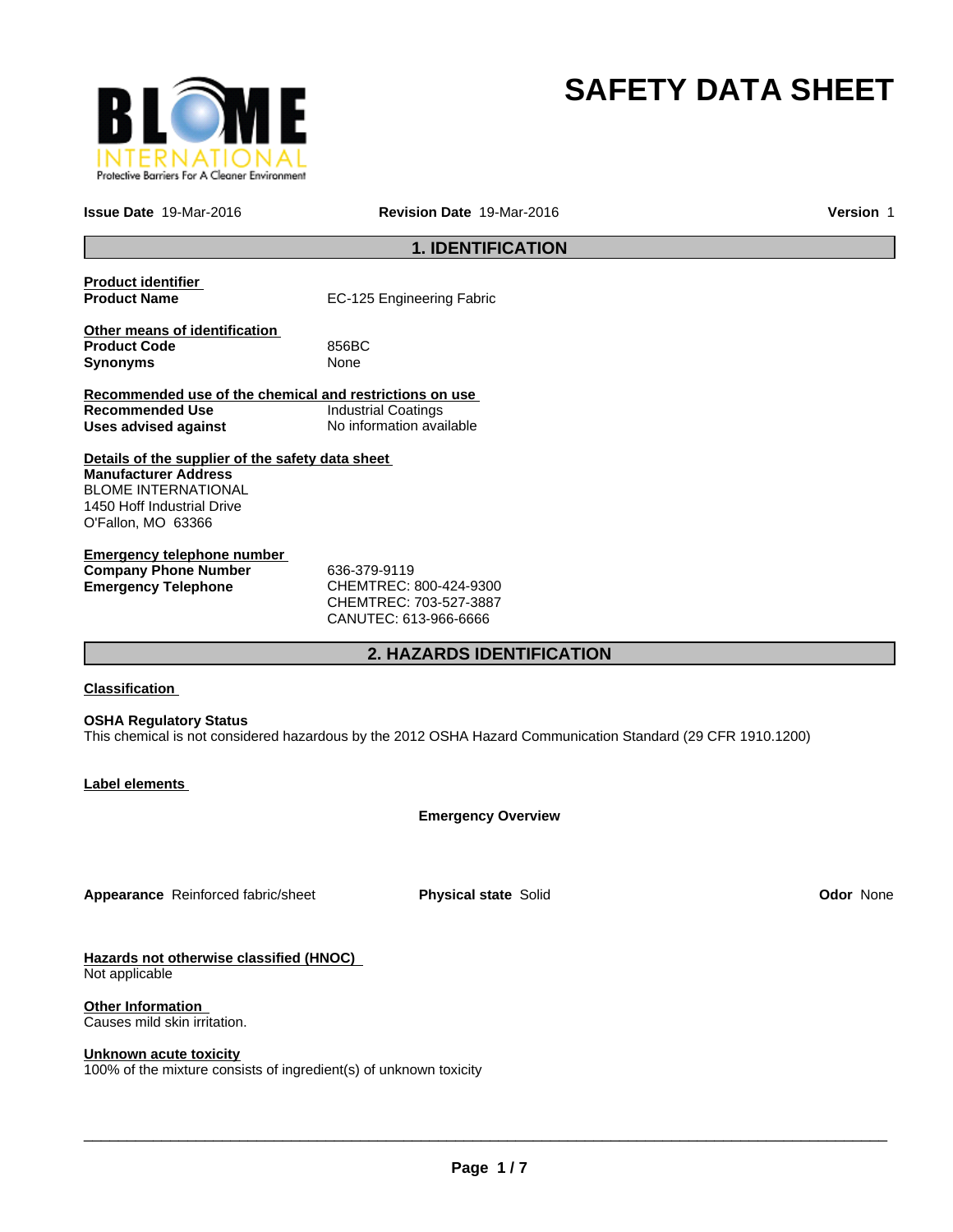# SAFETY DATA SHEET

**Issue Date** 19-Mar-2016 **Revision Date** 19-Mar-2016 **Version** 1

## 1. IDENTIFICATION

**Product identifier**

| | |
|---|---|
| **Product Name** | EC-125 Engineering Fabric |

**Other means of identification**

| | |
|---|---|
| **Product Code** | 856BC |
| **Synonyms** | None |

**Recommended use of the chemical and restrictions on use**

| | |
|---|---|
| **Recommended Use** | Industrial Coatings |
| **Uses advised against** | No information available |

**Details of the supplier of the safety data sheet**

**Manufacturer Address**
BLOME INTERNATIONAL
1450 Hoff Industrial Drive
O'Fallon, MO 63366

**Emergency telephone number**

| | |
|---|---|
| **Company Phone Number** | 636-379-9119 |
| **Emergency Telephone** | CHEMTREC: 800-424-9300<br>CHEMTREC: 703-527-3887<br>CANUTEC: 613-966-6666 |

## 2. HAZARDS IDENTIFICATION

**Classification**

**OSHA Regulatory Status**
This chemical is not considered hazardous by the 2012 OSHA Hazard Communication Standard (29 CFR 1910.1200)

**Label elements**

**Emergency Overview**

**Appearance** Reinforced fabric/sheet **Physical state** Solid **Odor** None

**Hazards not otherwise classified (HNOC)**
Not applicable

**Other Information**
Causes mild skin irritation.

**Unknown acute toxicity**
100% of the mixture consists of ingredient(s) of unknown toxicity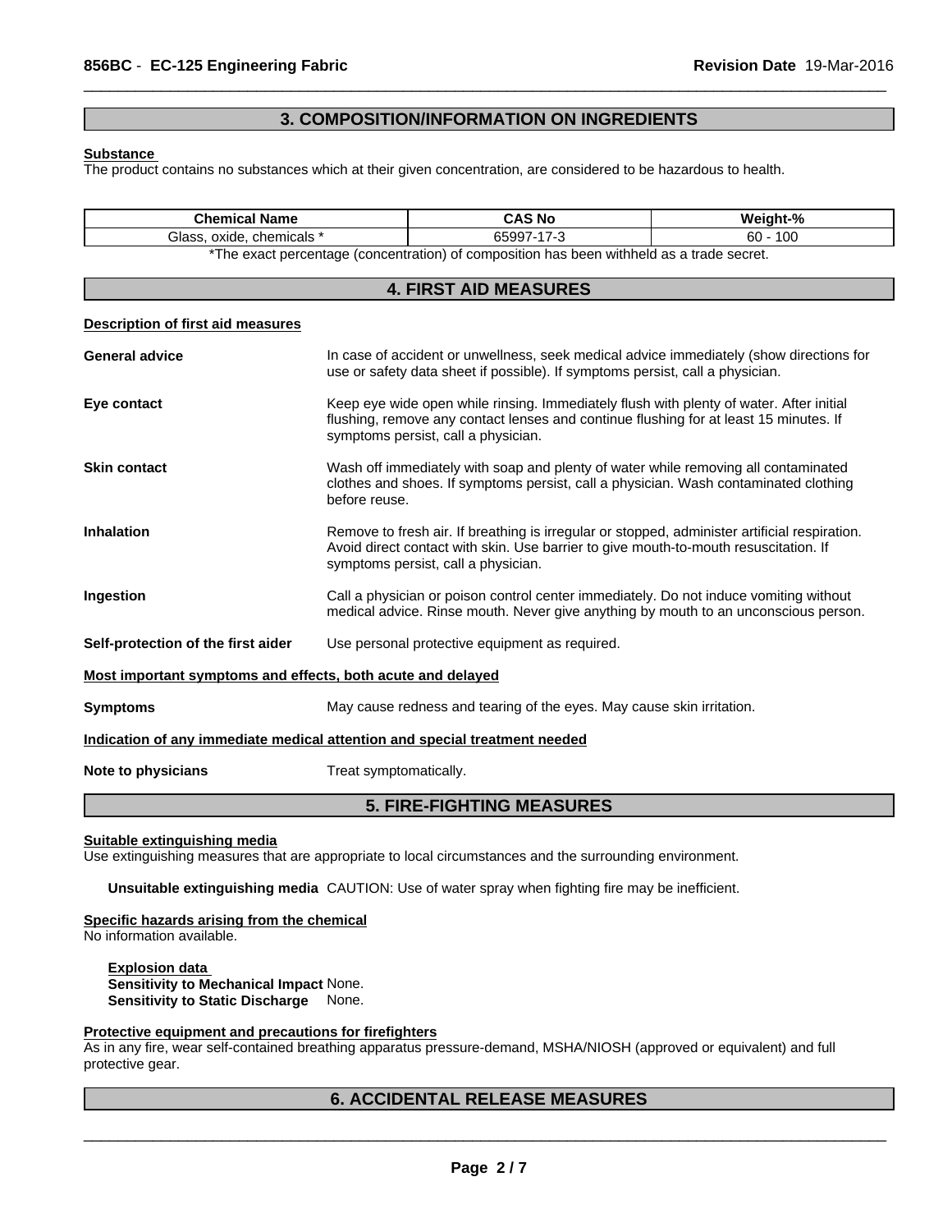## 3. COMPOSITION/INFORMATION ON INGREDIENTS

**Substance**

The product contains no substances which at their given concentration, are considered to be hazardous to health.

| Chemical Name | CAS No | Weight-% |
|---|---|---|
| Glass, oxide, chemicals * | 65997-17-3 | 60 - 100 |

*The exact percentage (concentration) of composition has been withheld as a trade secret.

## 4. FIRST AID MEASURES

**Description of first aid measures**

**General advice** In case of accident or unwellness, seek medical advice immediately (show directions for use or safety data sheet if possible). If symptoms persist, call a physician.

**Eye contact** Keep eye wide open while rinsing. Immediately flush with plenty of water. After initial flushing, remove any contact lenses and continue flushing for at least 15 minutes. If symptoms persist, call a physician.

**Skin contact** Wash off immediately with soap and plenty of water while removing all contaminated clothes and shoes. If symptoms persist, call a physician. Wash contaminated clothing before reuse.

**Inhalation** Remove to fresh air. If breathing is irregular or stopped, administer artificial respiration. Avoid direct contact with skin. Use barrier to give mouth-to-mouth resuscitation. If symptoms persist, call a physician.

**Ingestion** Call a physician or poison control center immediately. Do not induce vomiting without medical advice. Rinse mouth. Never give anything by mouth to an unconscious person.

**Self-protection of the first aider** Use personal protective equipment as required.

**Most important symptoms and effects, both acute and delayed**

**Symptoms** May cause redness and tearing of the eyes. May cause skin irritation.

**Indication of any immediate medical attention and special treatment needed**

**Note to physicians** Treat symptomatically.

## 5. FIRE-FIGHTING MEASURES

**Suitable extinguishing media**

Use extinguishing measures that are appropriate to local circumstances and the surrounding environment.

**Unsuitable extinguishing media** CAUTION: Use of water spray when fighting fire may be inefficient.

**Specific hazards arising from the chemical**

No information available.

**Explosion data**

**Sensitivity to Mechanical Impact** None.

**Sensitivity to Static Discharge** None.

**Protective equipment and precautions for firefighters**

As in any fire, wear self-contained breathing apparatus pressure-demand, MSHA/NIOSH (approved or equivalent) and full protective gear.

## 6. ACCIDENTAL RELEASE MEASURES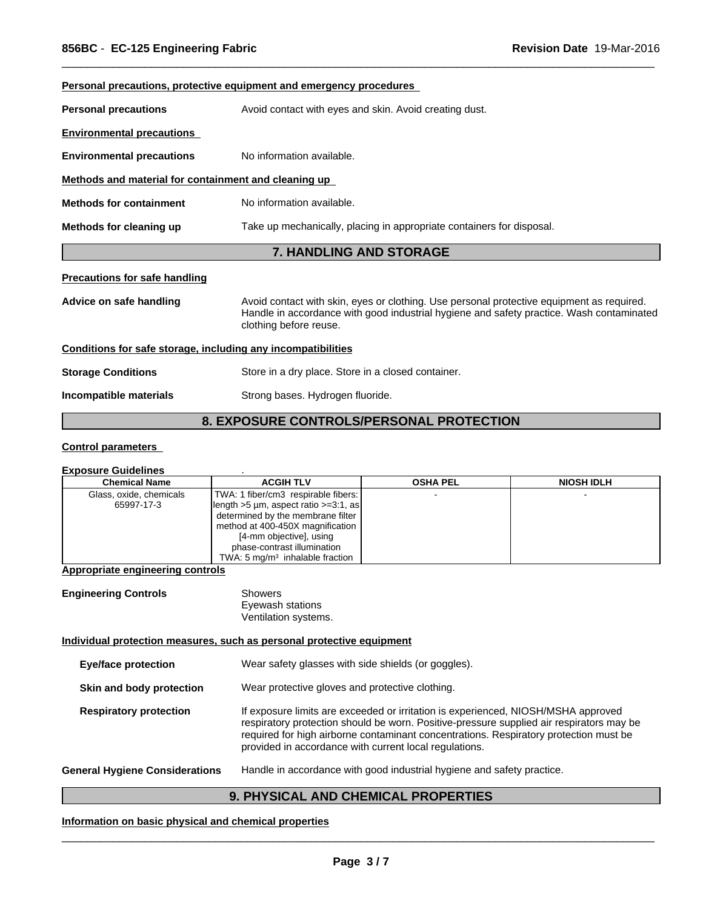**Personal precautions, protective equipment and emergency procedures**

**Personal precautions** Avoid contact with eyes and skin. Avoid creating dust.

**Environmental precautions**

**Environmental precautions** No information available.

**Methods and material for containment and cleaning up**

**Methods for containment** No information available.

**Methods for cleaning up** Take up mechanically, placing in appropriate containers for disposal.

## 7. HANDLING AND STORAGE

**Precautions for safe handling**

**Advice on safe handling** Avoid contact with skin, eyes or clothing. Use personal protective equipment as required. Handle in accordance with good industrial hygiene and safety practice. Wash contaminated clothing before reuse.

**Conditions for safe storage, including any incompatibilities**

**Storage Conditions** Store in a dry place. Store in a closed container.

**Incompatible materials** Strong bases. Hydrogen fluoride.

## 8. EXPOSURE CONTROLS/PERSONAL PROTECTION

**Control parameters**

**Exposure Guidelines** .

| Chemical Name | ACGIH TLV | OSHA PEL | NIOSH IDLH |
|---|---|---|---|
| Glass, oxide, chemicals 65997-17-3 | TWA: 1 fiber/cm3 respirable fibers: length >5 µm, aspect ratio >=3:1, as determined by the membrane filter method at 400-450X magnification [4-mm objective], using phase-contrast illumination TWA: 5 mg/m$^3$ inhalable fraction | - | - |

**Appropriate engineering controls**

**Engineering Controls** Showers
Eyewash stations
Ventilation systems.

**Individual protection measures, such as personal protective equipment**

**Eye/face protection** Wear safety glasses with side shields (or goggles).

**Skin and body protection** Wear protective gloves and protective clothing.

**Respiratory protection** If exposure limits are exceeded or irritation is experienced, NIOSH/MSHA approved respiratory protection should be worn. Positive-pressure supplied air respirators may be required for high airborne contaminant concentrations. Respiratory protection must be provided in accordance with current local regulations.

**General Hygiene Considerations** Handle in accordance with good industrial hygiene and safety practice.

## 9. PHYSICAL AND CHEMICAL PROPERTIES

**Information on basic physical and chemical properties**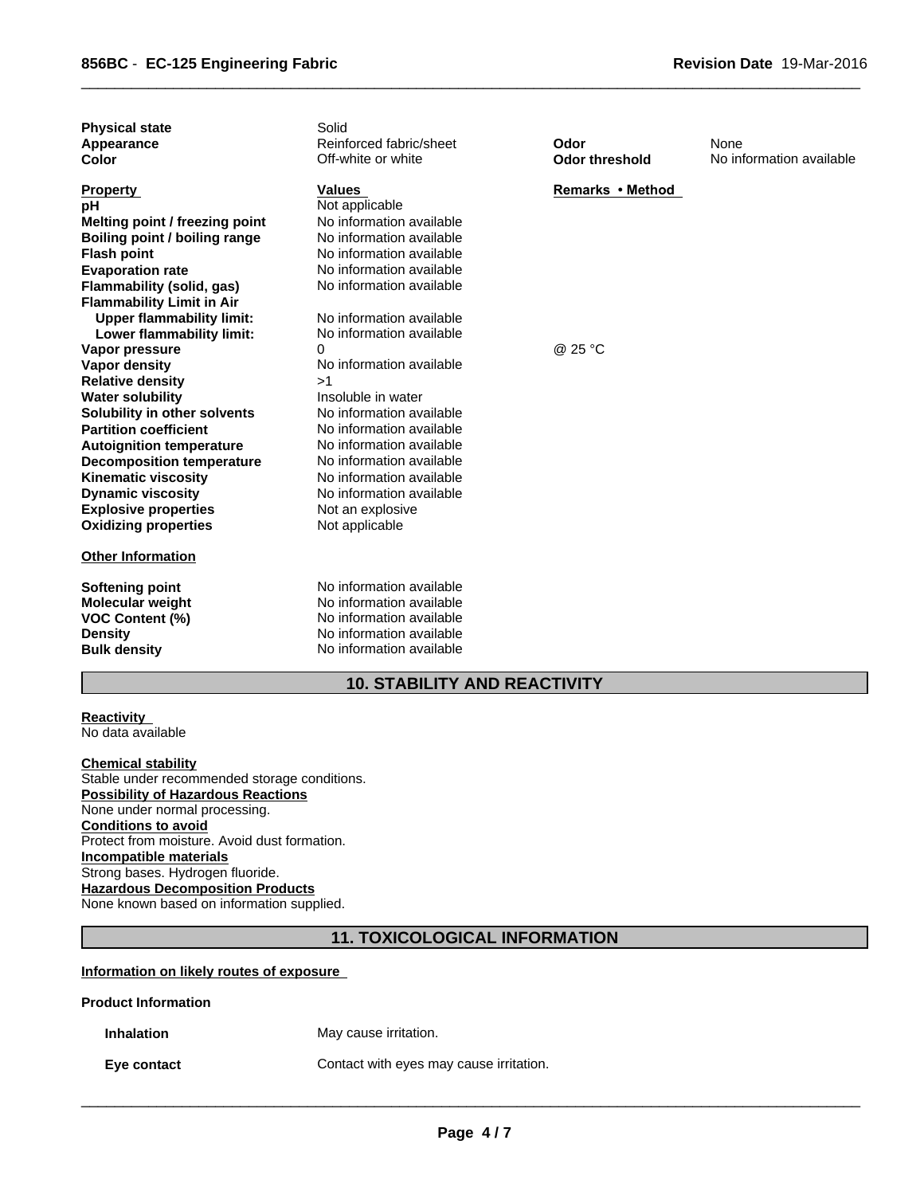| | | | |
|---|---|---|---|
| **Physical state** | Solid | | |
| **Appearance** | Reinforced fabric/sheet | **Odor** | None |
| **Color** | Off-white or white | **Odor threshold** | No information available |

| **Property** | **Values** | **Remarks • Method** |
|---|---|---|
| **pH** | Not applicable | |
| **Melting point / freezing point** | No information available | |
| **Boiling point / boiling range** | No information available | |
| **Flash point** | No information available | |
| **Evaporation rate** | No information available | |
| **Flammability (solid, gas)** | No information available | |
| **Flammability Limit in Air** | | |
| **Upper flammability limit:** | No information available | |
| **Lower flammability limit:** | No information available | |
| **Vapor pressure** | 0 | @ 25 °C |
| **Vapor density** | No information available | |
| **Relative density** | >1 | |
| **Water solubility** | Insoluble in water | |
| **Solubility in other solvents** | No information available | |
| **Partition coefficient** | No information available | |
| **Autoignition temperature** | No information available | |
| **Decomposition temperature** | No information available | |
| **Kinematic viscosity** | No information available | |
| **Dynamic viscosity** | No information available | |
| **Explosive properties** | Not an explosive | |
| **Oxidizing properties** | Not applicable | |

**Other Information**

| | |
|---|---|
| **Softening point** | No information available |
| **Molecular weight** | No information available |
| **VOC Content (%)** | No information available |
| **Density** | No information available |
| **Bulk density** | No information available |

## 10. STABILITY AND REACTIVITY

**Reactivity**
No data available

**Chemical stability**
Stable under recommended storage conditions.

**Possibility of Hazardous Reactions**
None under normal processing.

**Conditions to avoid**
Protect from moisture. Avoid dust formation.

**Incompatible materials**
Strong bases. Hydrogen fluoride.

**Hazardous Decomposition Products**
None known based on information supplied.

## 11. TOXICOLOGICAL INFORMATION

**Information on likely routes of exposure**

**Product Information**

| | |
|---|---|
| **Inhalation** | May cause irritation. |
| **Eye contact** | Contact with eyes may cause irritation. |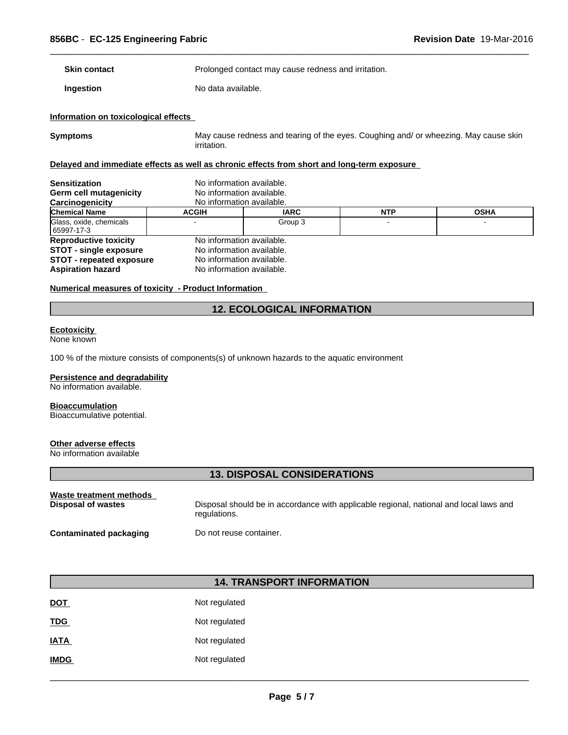**Skin contact** Prolonged contact may cause redness and irritation.

**Ingestion** No data available.

**Information on toxicological effects**

**Symptoms** May cause redness and tearing of the eyes. Coughing and/ or wheezing. May cause skin irritation.

**Delayed and immediate effects as well as chronic effects from short and long-term exposure**

**Sensitization** No information available.
**Germ cell mutagenicity** No information available.
**Carcinogenicity** No information available.

| Chemical Name | ACGIH | IARC | NTP | OSHA |
|---|---|---|---|---|
| Glass, oxide, chemicals 65997-17-3 | - | Group 3 | - | - |

**Reproductive toxicity** No information available.
**STOT - single exposure** No information available.
**STOT - repeated exposure** No information available.
**Aspiration hazard** No information available.

**Numerical measures of toxicity - Product Information**

## 12. ECOLOGICAL INFORMATION

**Ecotoxicity**
None known

100 % of the mixture consists of components(s) of unknown hazards to the aquatic environment

**Persistence and degradability**
No information available.

**Bioaccumulation**
Bioaccumulative potential.

**Other adverse effects**
No information available

## 13. DISPOSAL CONSIDERATIONS

**Waste treatment methods**
**Disposal of wastes** Disposal should be in accordance with applicable regional, national and local laws and regulations.

**Contaminated packaging** Do not reuse container.

## 14. TRANSPORT INFORMATION

**DOT** Not regulated

**TDG** Not regulated

**IATA** Not regulated

**IMDG** Not regulated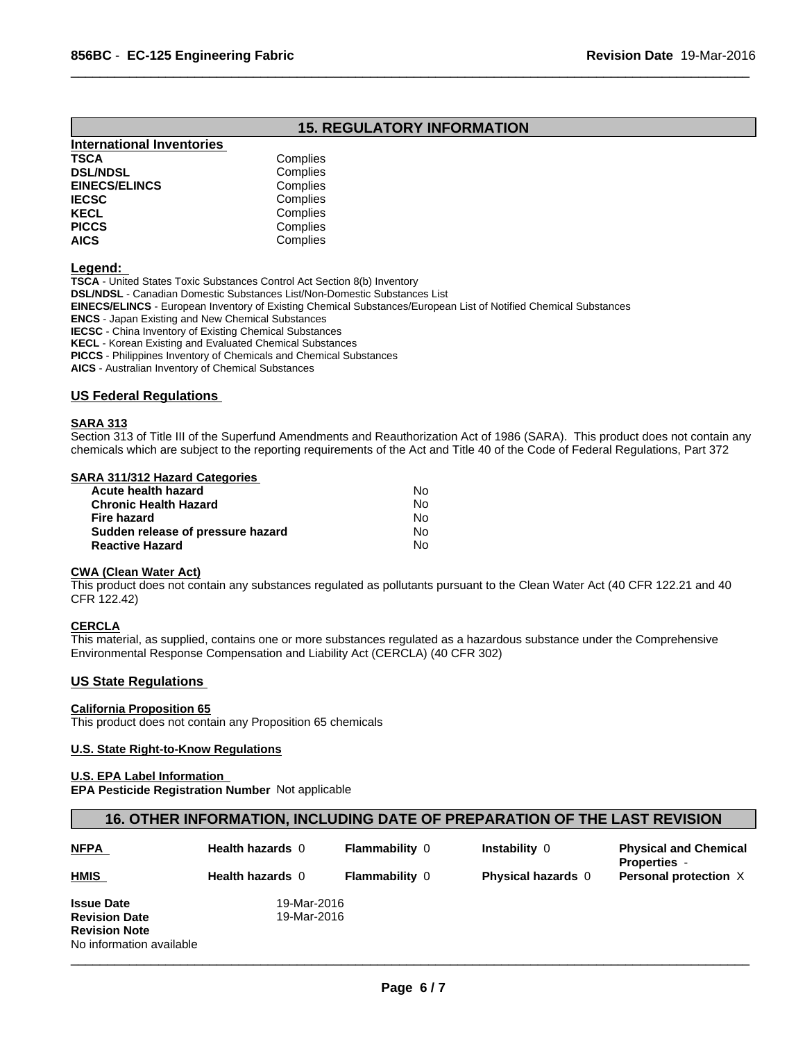## 15. REGULATORY INFORMATION

**International Inventories**

| | |
|---|---|
| **TSCA** | Complies |
| **DSL/NDSL** | Complies |
| **EINECS/ELINCS** | Complies |
| **IECSC** | Complies |
| **KECL** | Complies |
| **PICCS** | Complies |
| **AICS** | Complies |

**Legend:**

**TSCA** - United States Toxic Substances Control Act Section 8(b) Inventory
**DSL/NDSL** - Canadian Domestic Substances List/Non-Domestic Substances List
**EINECS/ELINCS** - European Inventory of Existing Chemical Substances/European List of Notified Chemical Substances
**ENCS** - Japan Existing and New Chemical Substances
**IECSC** - China Inventory of Existing Chemical Substances
**KECL** - Korean Existing and Evaluated Chemical Substances
**PICCS** - Philippines Inventory of Chemicals and Chemical Substances
**AICS** - Australian Inventory of Chemical Substances

### US Federal Regulations

**SARA 313**

Section 313 of Title III of the Superfund Amendments and Reauthorization Act of 1986 (SARA). This product does not contain any chemicals which are subject to the reporting requirements of the Act and Title 40 of the Code of Federal Regulations, Part 372

**SARA 311/312 Hazard Categories**

| | |
|---|---|
| **Acute health hazard** | No |
| **Chronic Health Hazard** | No |
| **Fire hazard** | No |
| **Sudden release of pressure hazard** | No |
| **Reactive Hazard** | No |

**CWA (Clean Water Act)**

This product does not contain any substances regulated as pollutants pursuant to the Clean Water Act (40 CFR 122.21 and 40 CFR 122.42)

**CERCLA**

This material, as supplied, contains one or more substances regulated as a hazardous substance under the Comprehensive Environmental Response Compensation and Liability Act (CERCLA) (40 CFR 302)

### US State Regulations

**California Proposition 65**

This product does not contain any Proposition 65 chemicals

**U.S. State Right-to-Know Regulations**

**U.S. EPA Label Information**

**EPA Pesticide Registration Number** Not applicable

## 16. OTHER INFORMATION, INCLUDING DATE OF PREPARATION OF THE LAST REVISION

| | | | | |
|---|---|---|---|---|
| **NFPA** | **Health hazards** 0 | **Flammability** 0 | **Instability** 0 | **Physical and Chemical Properties** - |
| **HMIS** | **Health hazards** 0 | **Flammability** 0 | **Physical hazards** 0 | **Personal protection** X |

**Issue Date** 19-Mar-2016
**Revision Date** 19-Mar-2016
**Revision Note**
No information available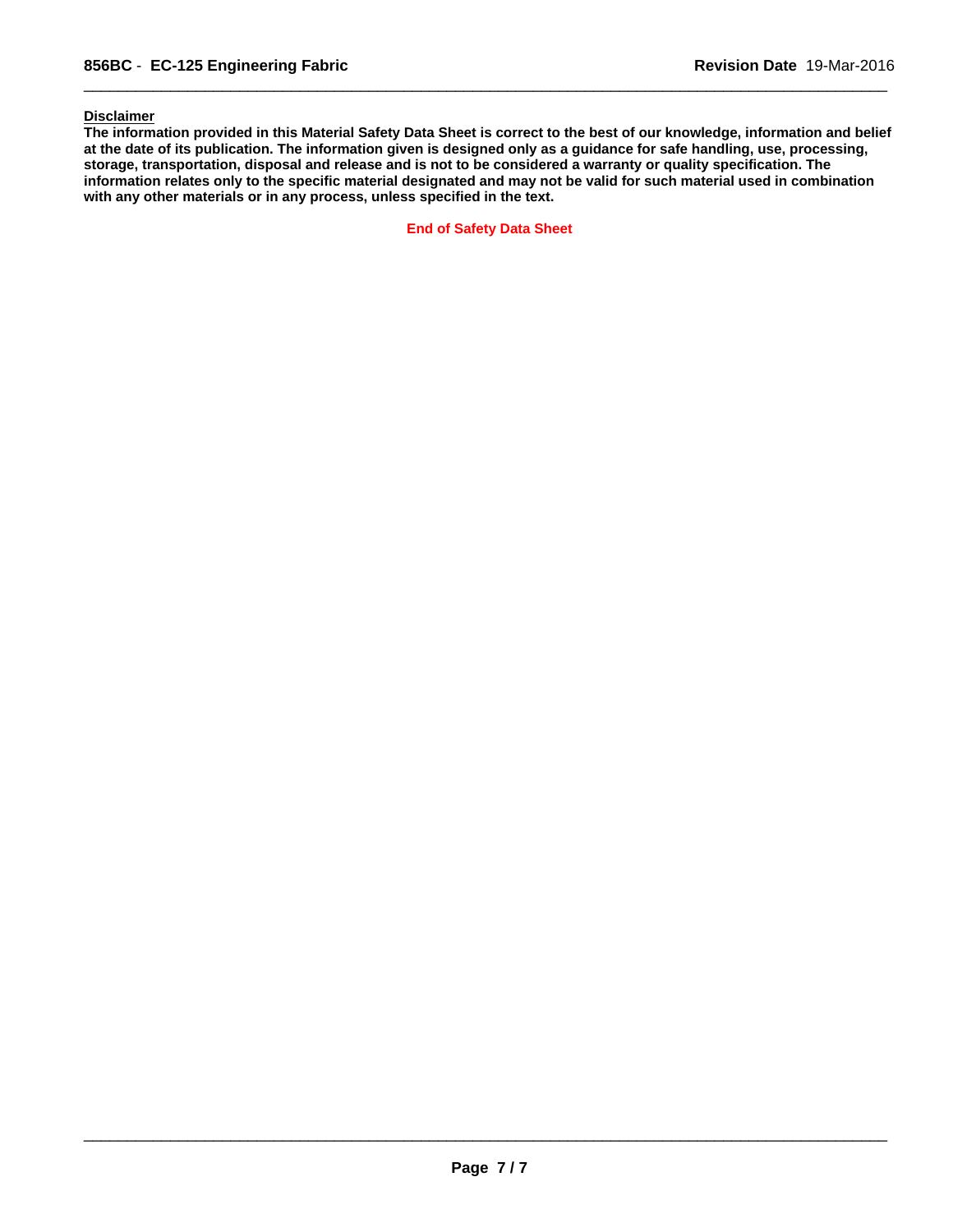**Disclaimer**

**The information provided in this Material Safety Data Sheet is correct to the best of our knowledge, information and belief at the date of its publication. The information given is designed only as a guidance for safe handling, use, processing, storage, transportation, disposal and release and is not to be considered a warranty or quality specification. The information relates only to the specific material designated and may not be valid for such material used in combination with any other materials or in any process, unless specified in the text.**

**End of Safety Data Sheet**